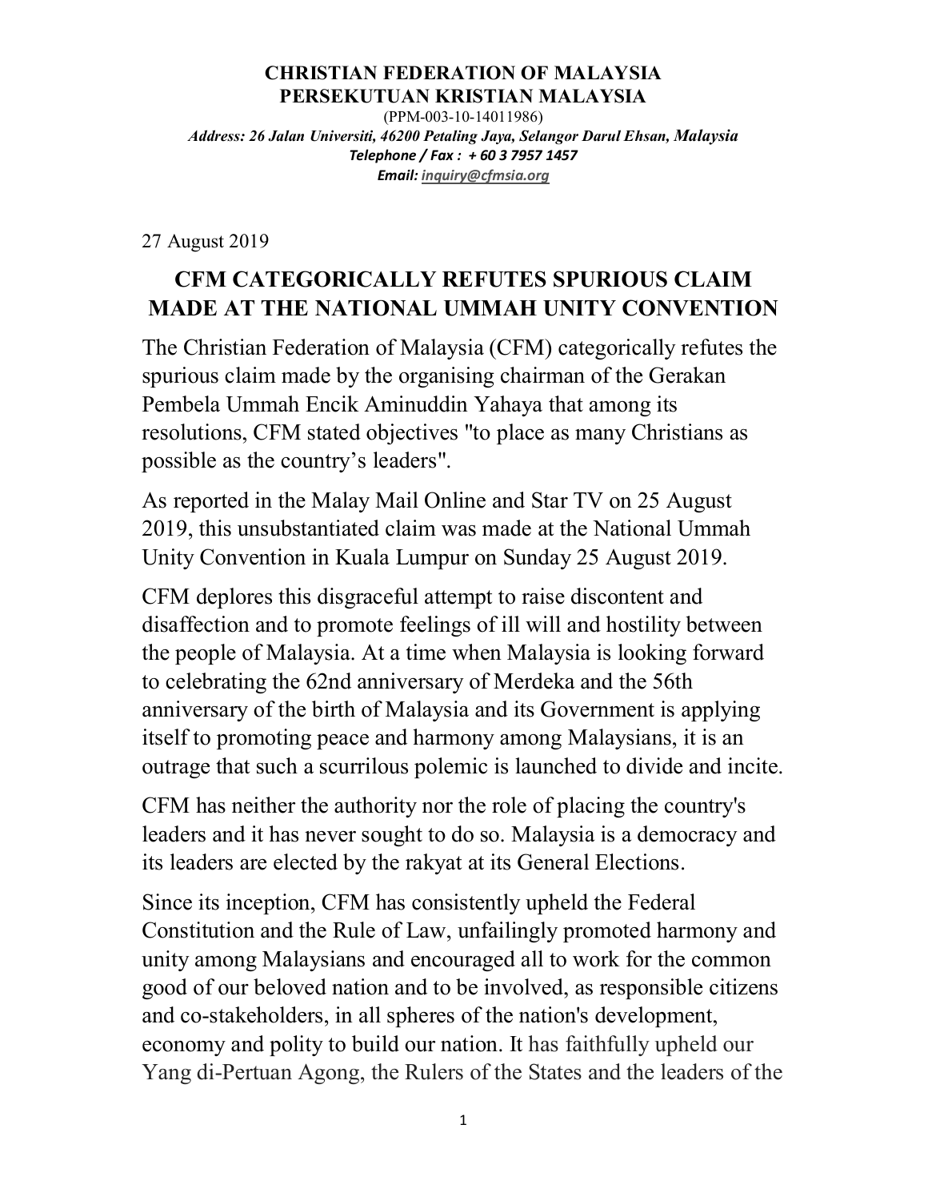**CHRISTIAN FEDERATION OF MALAYSIA**
**PERSEKUTUAN KRISTIAN MALAYSIA**
(PPM-003-10-14011986)
*Address: 26 Jalan Universiti, 46200 Petaling Jaya, Selangor Darul Ehsan, Malaysia*
*Telephone / Fax : + 60 3 7957 1457*
*Email: inquiry@cfmsia.org*

27 August 2019

# CFM CATEGORICALLY REFUTES SPURIOUS CLAIM MADE AT THE NATIONAL UMMAH UNITY CONVENTION

The Christian Federation of Malaysia (CFM) categorically refutes the spurious claim made by the organising chairman of the Gerakan Pembela Ummah Encik Aminuddin Yahaya that among its resolutions, CFM stated objectives "to place as many Christians as possible as the country's leaders".

As reported in the Malay Mail Online and Star TV on 25 August 2019, this unsubstantiated claim was made at the National Ummah Unity Convention in Kuala Lumpur on Sunday 25 August 2019.

CFM deplores this disgraceful attempt to raise discontent and disaffection and to promote feelings of ill will and hostility between the people of Malaysia. At a time when Malaysia is looking forward to celebrating the 62nd anniversary of Merdeka and the 56th anniversary of the birth of Malaysia and its Government is applying itself to promoting peace and harmony among Malaysians, it is an outrage that such a scurrilous polemic is launched to divide and incite.

CFM has neither the authority nor the role of placing the country's leaders and it has never sought to do so. Malaysia is a democracy and its leaders are elected by the rakyat at its General Elections.

Since its inception, CFM has consistently upheld the Federal Constitution and the Rule of Law, unfailingly promoted harmony and unity among Malaysians and encouraged all to work for the common good of our beloved nation and to be involved, as responsible citizens and co-stakeholders, in all spheres of the nation's development, economy and polity to build our nation. It has faithfully upheld our Yang di-Pertuan Agong, the Rulers of the States and the leaders of the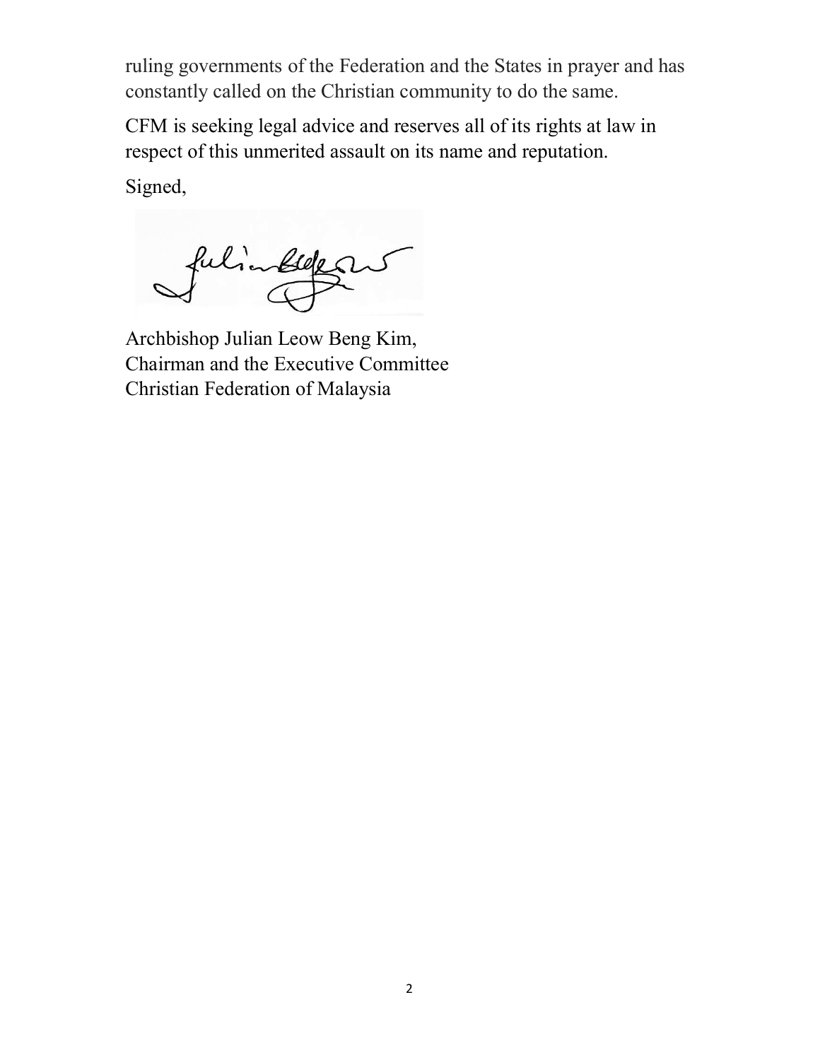ruling governments of the Federation and the States in prayer and has constantly called on the Christian community to do the same.

CFM is seeking legal advice and reserves all of its rights at law in respect of this unmerited assault on its name and reputation.

Signed,

Archbishop Julian Leow Beng Kim,
Chairman and the Executive Committee
Christian Federation of Malaysia